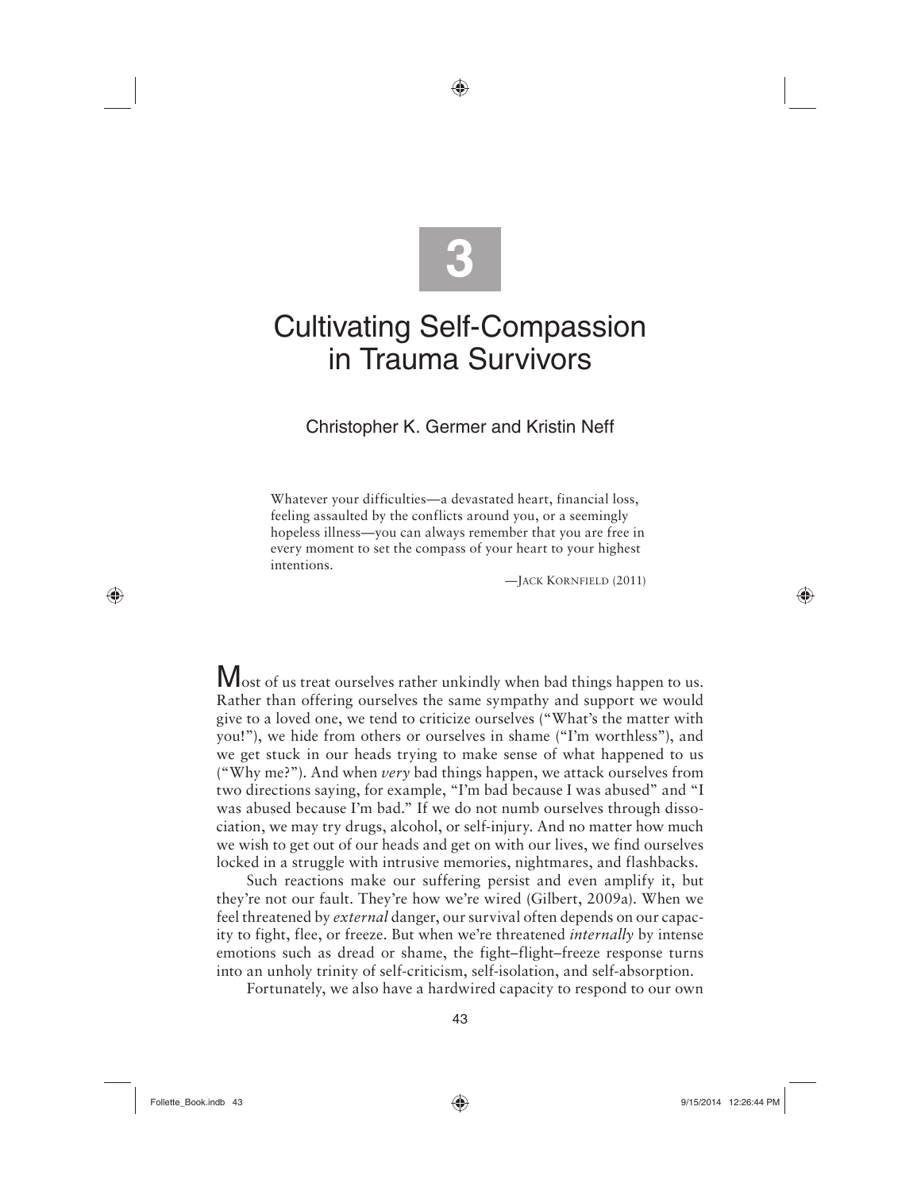# 3

# Cultivating Self-Compassion in Trauma Survivors

Christopher K. Germer and Kristin Neff

> Whatever your difficulties—a devastated heart, financial loss, feeling assaulted by the conflicts around you, or a seemingly hopeless illness—you can always remember that you are free in every moment to set the compass of your heart to your highest intentions.
>
> —Jack Kornfield (2011)

Most of us treat ourselves rather unkindly when bad things happen to us. Rather than offering ourselves the same sympathy and support we would give to a loved one, we tend to criticize ourselves ("What's the matter with you!"), we hide from others or ourselves in shame ("I'm worthless"), and we get stuck in our heads trying to make sense of what happened to us ("Why me?"). And when *very* bad things happen, we attack ourselves from two directions saying, for example, "I'm bad because I was abused" and "I was abused because I'm bad." If we do not numb ourselves through dissociation, we may try drugs, alcohol, or self-injury. And no matter how much we wish to get out of our heads and get on with our lives, we find ourselves locked in a struggle with intrusive memories, nightmares, and flashbacks.

Such reactions make our suffering persist and even amplify it, but they're not our fault. They're how we're wired (Gilbert, 2009a). When we feel threatened by *external* danger, our survival often depends on our capacity to fight, flee, or freeze. But when we're threatened *internally* by intense emotions such as dread or shame, the fight–flight–freeze response turns into an unholy trinity of self-criticism, self-isolation, and self-absorption.

Fortunately, we also have a hardwired capacity to respond to our own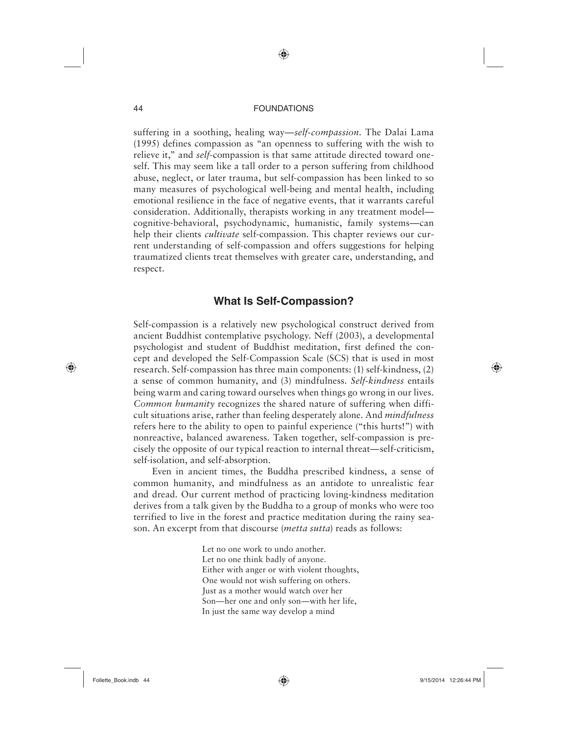suffering in a soothing, healing way—*self-compassion*. The Dalai Lama (1995) defines compassion as "an openness to suffering with the wish to relieve it," and *self*-compassion is that same attitude directed toward oneself. This may seem like a tall order to a person suffering from childhood abuse, neglect, or later trauma, but self-compassion has been linked to so many measures of psychological well-being and mental health, including emotional resilience in the face of negative events, that it warrants careful consideration. Additionally, therapists working in any treatment model—cognitive-behavioral, psychodynamic, humanistic, family systems—can help their clients *cultivate* self-compassion. This chapter reviews our current understanding of self-compassion and offers suggestions for helping traumatized clients treat themselves with greater care, understanding, and respect.

## What Is Self-Compassion?

Self-compassion is a relatively new psychological construct derived from ancient Buddhist contemplative psychology. Neff (2003), a developmental psychologist and student of Buddhist meditation, first defined the concept and developed the Self-Compassion Scale (SCS) that is used in most research. Self-compassion has three main components: (1) self-kindness, (2) a sense of common humanity, and (3) mindfulness. *Self-kindness* entails being warm and caring toward ourselves when things go wrong in our lives. *Common humanity* recognizes the shared nature of suffering when difficult situations arise, rather than feeling desperately alone. And *mindfulness* refers here to the ability to open to painful experience ("this hurts!") with nonreactive, balanced awareness. Taken together, self-compassion is precisely the opposite of our typical reaction to internal threat—self-criticism, self-isolation, and self-absorption.

Even in ancient times, the Buddha prescribed kindness, a sense of common humanity, and mindfulness as an antidote to unrealistic fear and dread. Our current method of practicing loving-kindness meditation derives from a talk given by the Buddha to a group of monks who were too terrified to live in the forest and practice meditation during the rainy season. An excerpt from that discourse (*metta sutta*) reads as follows:

> Let no one work to undo another.
> Let no one think badly of anyone.
> Either with anger or with violent thoughts,
> One would not wish suffering on others.
> Just as a mother would watch over her
> Son—her one and only son—with her life,
> In just the same way develop a mind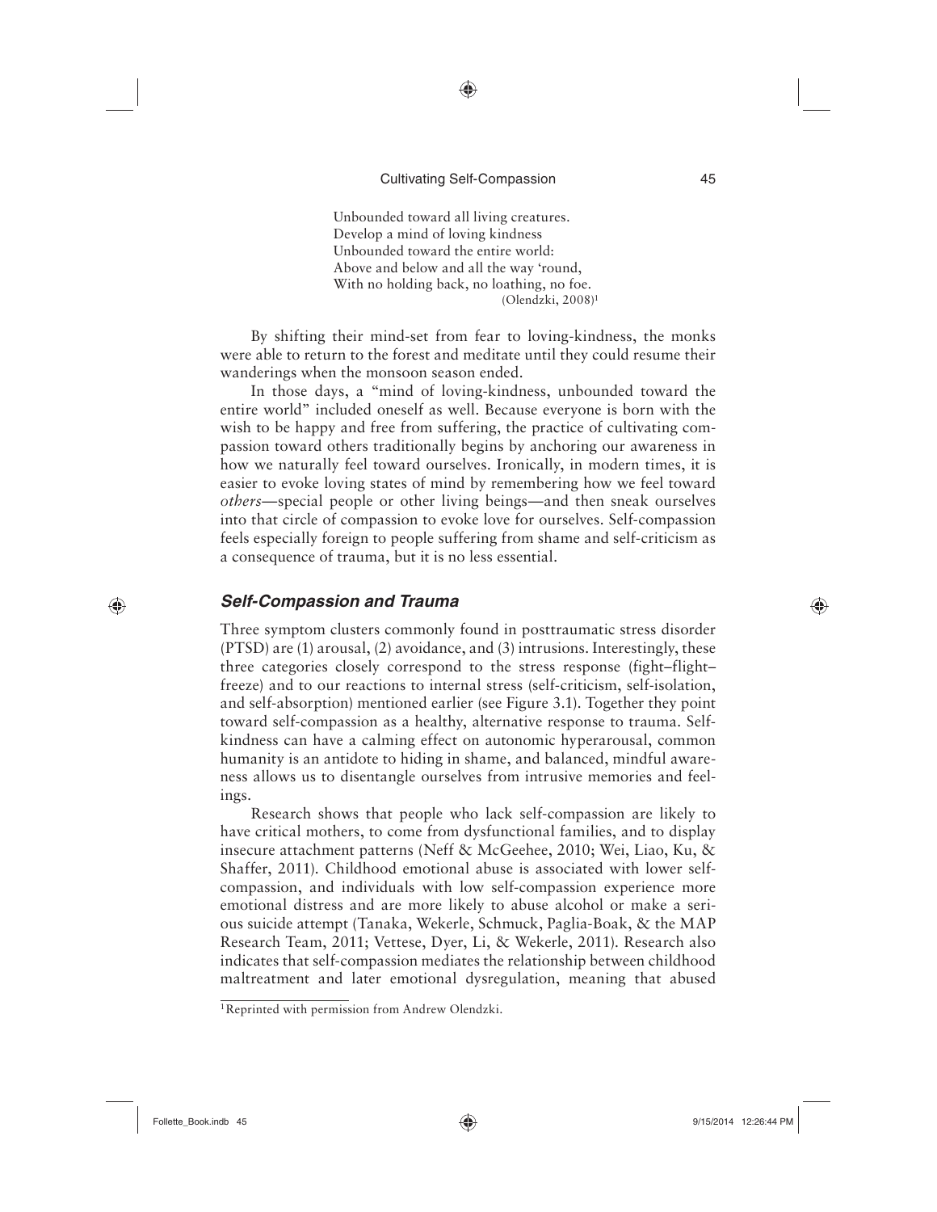Unbounded toward all living creatures.  
Develop a mind of loving kindness  
Unbounded toward the entire world:  
Above and below and all the way 'round,  
With no holding back, no loathing, no foe.  
(Olendzki, 2008)[1]

By shifting their mind-set from fear to loving-kindness, the monks were able to return to the forest and meditate until they could resume their wanderings when the monsoon season ended.

In those days, a "mind of loving-kindness, unbounded toward the entire world" included oneself as well. Because everyone is born with the wish to be happy and free from suffering, the practice of cultivating compassion toward others traditionally begins by anchoring our awareness in how we naturally feel toward ourselves. Ironically, in modern times, it is easier to evoke loving states of mind by remembering how we feel toward *others*—special people or other living beings—and then sneak ourselves into that circle of compassion to evoke love for ourselves. Self-compassion feels especially foreign to people suffering from shame and self-criticism as a consequence of trauma, but it is no less essential.

### *Self-Compassion and Trauma*

Three symptom clusters commonly found in posttraumatic stress disorder (PTSD) are (1) arousal, (2) avoidance, and (3) intrusions. Interestingly, these three categories closely correspond to the stress response (fight–flight–freeze) and to our reactions to internal stress (self-criticism, self-isolation, and self-absorption) mentioned earlier (see Figure 3.1). Together they point toward self-compassion as a healthy, alternative response to trauma. Self-kindness can have a calming effect on autonomic hyperarousal, common humanity is an antidote to hiding in shame, and balanced, mindful awareness allows us to disentangle ourselves from intrusive memories and feelings.

Research shows that people who lack self-compassion are likely to have critical mothers, to come from dysfunctional families, and to display insecure attachment patterns (Neff & McGeehee, 2010; Wei, Liao, Ku, & Shaffer, 2011). Childhood emotional abuse is associated with lower self-compassion, and individuals with low self-compassion experience more emotional distress and are more likely to abuse alcohol or make a serious suicide attempt (Tanaka, Wekerle, Schmuck, Paglia-Boak, & the MAP Research Team, 2011; Vettese, Dyer, Li, & Wekerle, 2011). Research also indicates that self-compassion mediates the relationship between childhood maltreatment and later emotional dysregulation, meaning that abused

[1] Reprinted with permission from Andrew Olendzki.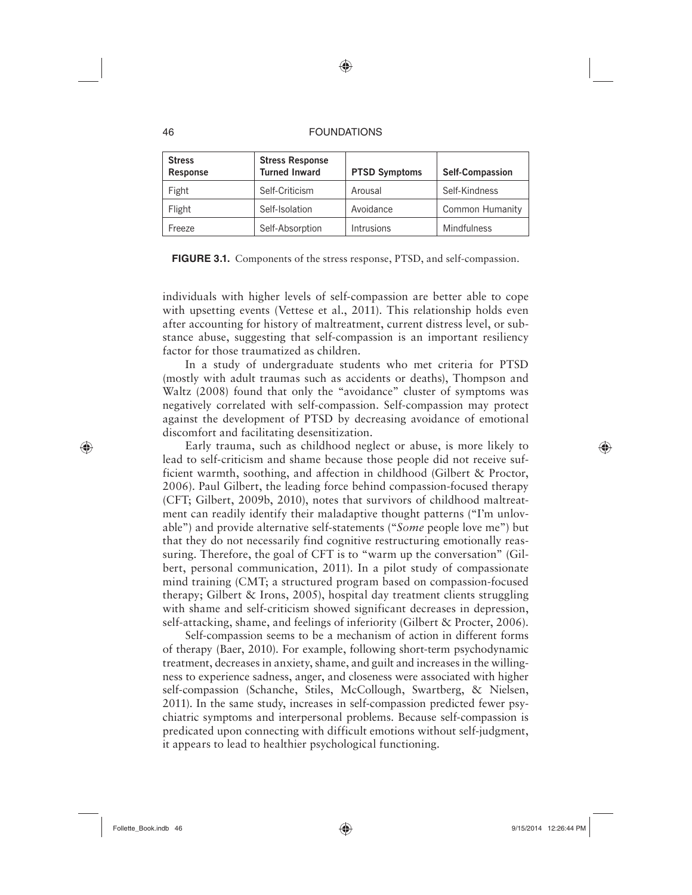| Stress Response | Stress Response Turned Inward | PTSD Symptoms | Self-Compassion |
|---|---|---|---|
| Fight | Self-Criticism | Arousal | Self-Kindness |
| Flight | Self-Isolation | Avoidance | Common Humanity |
| Freeze | Self-Absorption | Intrusions | Mindfulness |

**FIGURE 3.1.** Components of the stress response, PTSD, and self-compassion.

individuals with higher levels of self-compassion are better able to cope with upsetting events (Vettese et al., 2011). This relationship holds even after accounting for history of maltreatment, current distress level, or substance abuse, suggesting that self-compassion is an important resiliency factor for those traumatized as children.

In a study of undergraduate students who met criteria for PTSD (mostly with adult traumas such as accidents or deaths), Thompson and Waltz (2008) found that only the "avoidance" cluster of symptoms was negatively correlated with self-compassion. Self-compassion may protect against the development of PTSD by decreasing avoidance of emotional discomfort and facilitating desensitization.

Early trauma, such as childhood neglect or abuse, is more likely to lead to self-criticism and shame because those people did not receive sufficient warmth, soothing, and affection in childhood (Gilbert & Proctor, 2006). Paul Gilbert, the leading force behind compassion-focused therapy (CFT; Gilbert, 2009b, 2010), notes that survivors of childhood maltreatment can readily identify their maladaptive thought patterns ("I'm unlovable") and provide alternative self-statements ("*Some* people love me") but that they do not necessarily find cognitive restructuring emotionally reassuring. Therefore, the goal of CFT is to "warm up the conversation" (Gilbert, personal communication, 2011). In a pilot study of compassionate mind training (CMT; a structured program based on compassion-focused therapy; Gilbert & Irons, 2005), hospital day treatment clients struggling with shame and self-criticism showed significant decreases in depression, self-attacking, shame, and feelings of inferiority (Gilbert & Procter, 2006).

Self-compassion seems to be a mechanism of action in different forms of therapy (Baer, 2010). For example, following short-term psychodynamic treatment, decreases in anxiety, shame, and guilt and increases in the willingness to experience sadness, anger, and closeness were associated with higher self-compassion (Schanche, Stiles, McCollough, Swartberg, & Nielsen, 2011). In the same study, increases in self-compassion predicted fewer psychiatric symptoms and interpersonal problems. Because self-compassion is predicated upon connecting with difficult emotions without self-judgment, it appears to lead to healthier psychological functioning.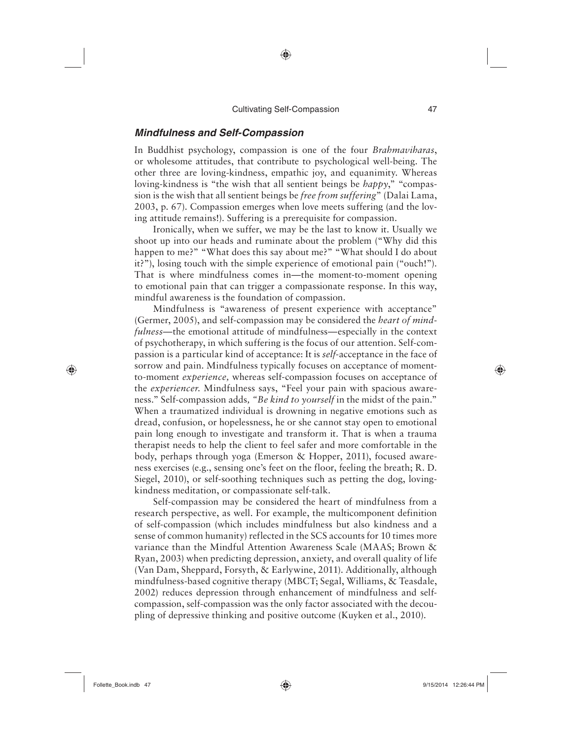### *Mindfulness and Self-Compassion*

In Buddhist psychology, compassion is one of the four *Brahmaviharas*, or wholesome attitudes, that contribute to psychological well-being. The other three are loving-kindness, empathic joy, and equanimity. Whereas loving-kindness is "the wish that all sentient beings be *happy*," "compassion is the wish that all sentient beings be *free from suffering*" (Dalai Lama, 2003, p. 67). Compassion emerges when love meets suffering (and the loving attitude remains!). Suffering is a prerequisite for compassion.

Ironically, when we suffer, we may be the last to know it. Usually we shoot up into our heads and ruminate about the problem ("Why did this happen to me?" "What does this say about me?" "What should I do about it?"), losing touch with the simple experience of emotional pain ("ouch!"). That is where mindfulness comes in—the moment-to-moment opening to emotional pain that can trigger a compassionate response. In this way, mindful awareness is the foundation of compassion.

Mindfulness is "awareness of present experience with acceptance" (Germer, 2005), and self-compassion may be considered the *heart of mindfulness*—the emotional attitude of mindfulness—especially in the context of psychotherapy, in which suffering is the focus of our attention. Self-compassion is a particular kind of acceptance: It is *self*-acceptance in the face of sorrow and pain. Mindfulness typically focuses on acceptance of moment-to-moment *experience,* whereas self-compassion focuses on acceptance of the *experiencer.* Mindfulness says, "Feel your pain with spacious awareness." Self-compassion adds*, "Be kind to yourself* in the midst of the pain." When a traumatized individual is drowning in negative emotions such as dread, confusion, or hopelessness, he or she cannot stay open to emotional pain long enough to investigate and transform it. That is when a trauma therapist needs to help the client to feel safer and more comfortable in the body, perhaps through yoga (Emerson & Hopper, 2011), focused awareness exercises (e.g., sensing one's feet on the floor, feeling the breath; R. D. Siegel, 2010), or self-soothing techniques such as petting the dog, loving-kindness meditation, or compassionate self-talk.

Self-compassion may be considered the heart of mindfulness from a research perspective, as well. For example, the multicomponent definition of self-compassion (which includes mindfulness but also kindness and a sense of common humanity) reflected in the SCS accounts for 10 times more variance than the Mindful Attention Awareness Scale (MAAS; Brown & Ryan, 2003) when predicting depression, anxiety, and overall quality of life (Van Dam, Sheppard, Forsyth, & Earlywine, 2011). Additionally, although mindfulness-based cognitive therapy (MBCT; Segal, Williams, & Teasdale, 2002) reduces depression through enhancement of mindfulness and self-compassion, self-compassion was the only factor associated with the decoupling of depressive thinking and positive outcome (Kuyken et al., 2010).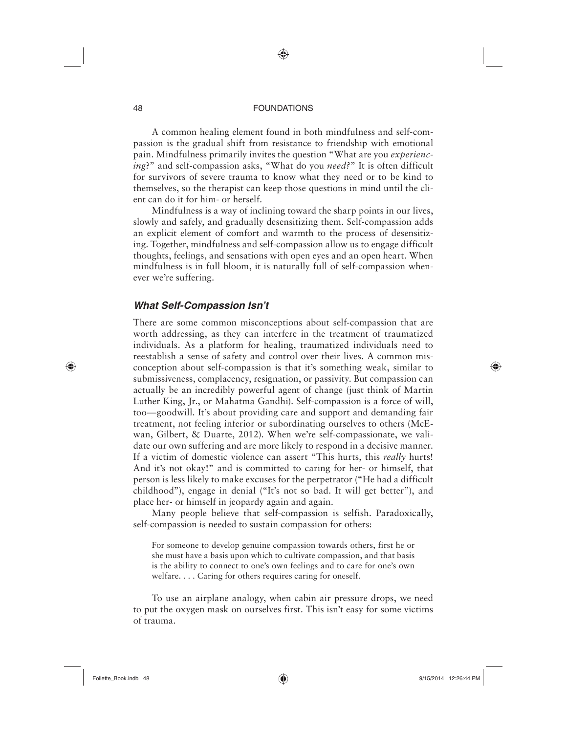A common healing element found in both mindfulness and self-compassion is the gradual shift from resistance to friendship with emotional pain. Mindfulness primarily invites the question "What are you *experiencing*?" and self-compassion asks, "What do you *need?*" It is often difficult for survivors of severe trauma to know what they need or to be kind to themselves, so the therapist can keep those questions in mind until the client can do it for him- or herself.

Mindfulness is a way of inclining toward the sharp points in our lives, slowly and safely, and gradually desensitizing them. Self-compassion adds an explicit element of comfort and warmth to the process of desensitizing. Together, mindfulness and self-compassion allow us to engage difficult thoughts, feelings, and sensations with open eyes and an open heart. When mindfulness is in full bloom, it is naturally full of self-compassion whenever we're suffering.

### *What Self-Compassion Isn't*

There are some common misconceptions about self-compassion that are worth addressing, as they can interfere in the treatment of traumatized individuals. As a platform for healing, traumatized individuals need to reestablish a sense of safety and control over their lives. A common misconception about self-compassion is that it's something weak, similar to submissiveness, complacency, resignation, or passivity. But compassion can actually be an incredibly powerful agent of change (just think of Martin Luther King, Jr., or Mahatma Gandhi). Self-compassion is a force of will, too—goodwill. It's about providing care and support and demanding fair treatment, not feeling inferior or subordinating ourselves to others (McEwan, Gilbert, & Duarte, 2012). When we're self-compassionate, we validate our own suffering and are more likely to respond in a decisive manner. If a victim of domestic violence can assert "This hurts, this *really* hurts! And it's not okay!" and is committed to caring for her- or himself, that person is less likely to make excuses for the perpetrator ("He had a difficult childhood"), engage in denial ("It's not so bad. It will get better"), and place her- or himself in jeopardy again and again.

Many people believe that self-compassion is selfish. Paradoxically, self-compassion is needed to sustain compassion for others:

> For someone to develop genuine compassion towards others, first he or she must have a basis upon which to cultivate compassion, and that basis is the ability to connect to one's own feelings and to care for one's own welfare. . . . Caring for others requires caring for oneself.

To use an airplane analogy, when cabin air pressure drops, we need to put the oxygen mask on ourselves first. This isn't easy for some victims of trauma.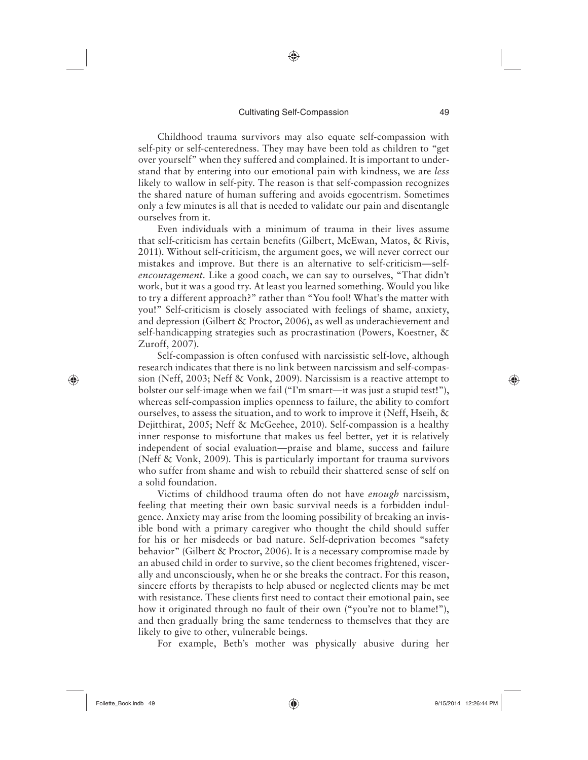Childhood trauma survivors may also equate self-compassion with self-pity or self-centeredness. They may have been told as children to "get over yourself" when they suffered and complained. It is important to understand that by entering into our emotional pain with kindness, we are *less* likely to wallow in self-pity. The reason is that self-compassion recognizes the shared nature of human suffering and avoids egocentrism. Sometimes only a few minutes is all that is needed to validate our pain and disentangle ourselves from it.

Even individuals with a minimum of trauma in their lives assume that self-criticism has certain benefits (Gilbert, McEwan, Matos, & Rivis, 2011). Without self-criticism, the argument goes, we will never correct our mistakes and improve. But there is an alternative to self-criticism—self-*encouragement*. Like a good coach, we can say to ourselves, "That didn't work, but it was a good try. At least you learned something. Would you like to try a different approach?" rather than "You fool! What's the matter with you!" Self-criticism is closely associated with feelings of shame, anxiety, and depression (Gilbert & Proctor, 2006), as well as underachievement and self-handicapping strategies such as procrastination (Powers, Koestner, & Zuroff, 2007).

Self-compassion is often confused with narcissistic self-love, although research indicates that there is no link between narcissism and self-compassion (Neff, 2003; Neff & Vonk, 2009). Narcissism is a reactive attempt to bolster our self-image when we fail ("I'm smart—it was just a stupid test!"), whereas self-compassion implies openness to failure, the ability to comfort ourselves, to assess the situation, and to work to improve it (Neff, Hseih, & Dejitthirat, 2005; Neff & McGeehee, 2010). Self-compassion is a healthy inner response to misfortune that makes us feel better, yet it is relatively independent of social evaluation—praise and blame, success and failure (Neff & Vonk, 2009). This is particularly important for trauma survivors who suffer from shame and wish to rebuild their shattered sense of self on a solid foundation.

Victims of childhood trauma often do not have *enough* narcissism, feeling that meeting their own basic survival needs is a forbidden indulgence. Anxiety may arise from the looming possibility of breaking an invisible bond with a primary caregiver who thought the child should suffer for his or her misdeeds or bad nature. Self-deprivation becomes "safety behavior" (Gilbert & Proctor, 2006). It is a necessary compromise made by an abused child in order to survive, so the client becomes frightened, viscerally and unconsciously, when he or she breaks the contract. For this reason, sincere efforts by therapists to help abused or neglected clients may be met with resistance. These clients first need to contact their emotional pain, see how it originated through no fault of their own ("you're not to blame!"), and then gradually bring the same tenderness to themselves that they are likely to give to other, vulnerable beings.

For example, Beth's mother was physically abusive during her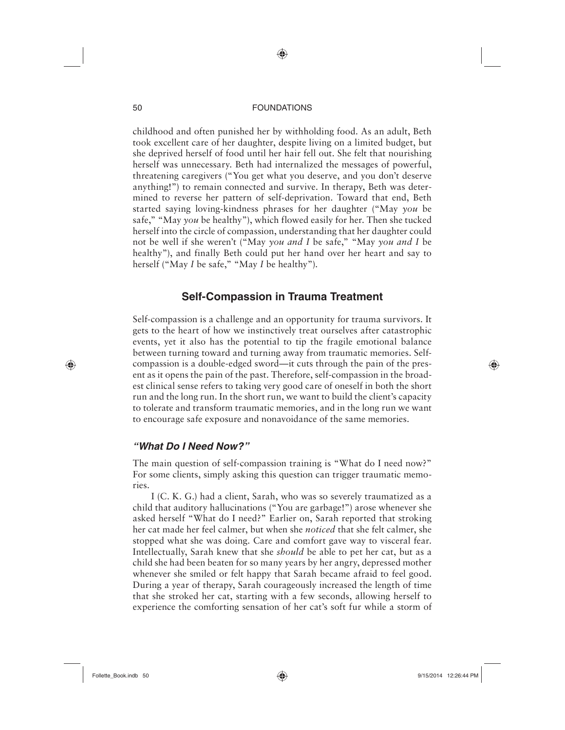childhood and often punished her by withholding food. As an adult, Beth took excellent care of her daughter, despite living on a limited budget, but she deprived herself of food until her hair fell out. She felt that nourishing herself was unnecessary. Beth had internalized the messages of powerful, threatening caregivers ("You get what you deserve, and you don't deserve anything!") to remain connected and survive. In therapy, Beth was determined to reverse her pattern of self-deprivation. Toward that end, Beth started saying loving-kindness phrases for her daughter ("May *you* be safe," "May *you* be healthy"), which flowed easily for her. Then she tucked herself into the circle of compassion, understanding that her daughter could not be well if she weren't ("May *you and I* be safe," "May *you and I* be healthy"), and finally Beth could put her hand over her heart and say to herself ("May *I* be safe," "May *I* be healthy").

## Self-Compassion in Trauma Treatment

Self-compassion is a challenge and an opportunity for trauma survivors. It gets to the heart of how we instinctively treat ourselves after catastrophic events, yet it also has the potential to tip the fragile emotional balance between turning toward and turning away from traumatic memories. Self-compassion is a double-edged sword—it cuts through the pain of the present as it opens the pain of the past. Therefore, self-compassion in the broadest clinical sense refers to taking very good care of oneself in both the short run and the long run. In the short run, we want to build the client's capacity to tolerate and transform traumatic memories, and in the long run we want to encourage safe exposure and nonavoidance of the same memories.

### *"What Do I Need Now?"*

The main question of self-compassion training is "What do I need now?" For some clients, simply asking this question can trigger traumatic memories.

I (C. K. G.) had a client, Sarah, who was so severely traumatized as a child that auditory hallucinations ("You are garbage!") arose whenever she asked herself "What do I need?" Earlier on, Sarah reported that stroking her cat made her feel calmer, but when she *noticed* that she felt calmer, she stopped what she was doing. Care and comfort gave way to visceral fear. Intellectually, Sarah knew that she *should* be able to pet her cat, but as a child she had been beaten for so many years by her angry, depressed mother whenever she smiled or felt happy that Sarah became afraid to feel good. During a year of therapy, Sarah courageously increased the length of time that she stroked her cat, starting with a few seconds, allowing herself to experience the comforting sensation of her cat's soft fur while a storm of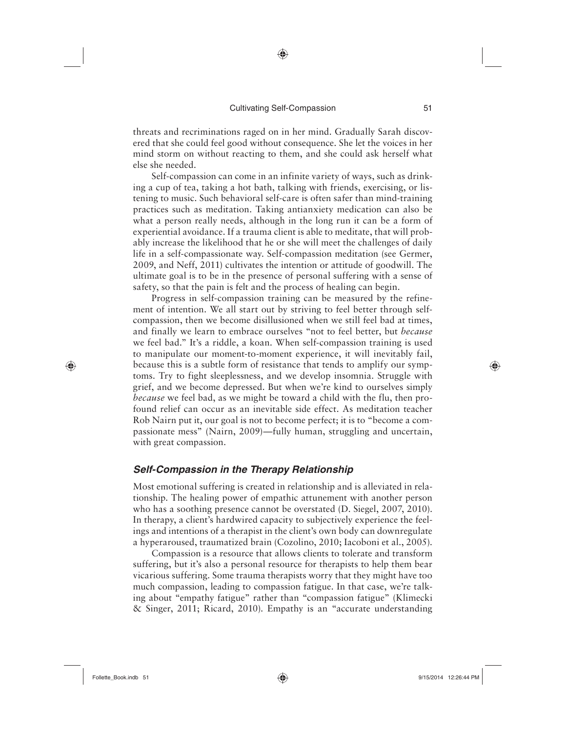threats and recriminations raged on in her mind. Gradually Sarah discovered that she could feel good without consequence. She let the voices in her mind storm on without reacting to them, and she could ask herself what else she needed.

Self-compassion can come in an infinite variety of ways, such as drinking a cup of tea, taking a hot bath, talking with friends, exercising, or listening to music. Such behavioral self-care is often safer than mind-training practices such as meditation. Taking antianxiety medication can also be what a person really needs, although in the long run it can be a form of experiential avoidance. If a trauma client is able to meditate, that will probably increase the likelihood that he or she will meet the challenges of daily life in a self-compassionate way. Self-compassion meditation (see Germer, 2009, and Neff, 2011) cultivates the intention or attitude of goodwill. The ultimate goal is to be in the presence of personal suffering with a sense of safety, so that the pain is felt and the process of healing can begin.

Progress in self-compassion training can be measured by the refinement of intention. We all start out by striving to feel better through self-compassion, then we become disillusioned when we still feel bad at times, and finally we learn to embrace ourselves "not to feel better, but *because* we feel bad." It's a riddle, a koan. When self-compassion training is used to manipulate our moment-to-moment experience, it will inevitably fail, because this is a subtle form of resistance that tends to amplify our symptoms. Try to fight sleeplessness, and we develop insomnia. Struggle with grief, and we become depressed. But when we're kind to ourselves simply *because* we feel bad, as we might be toward a child with the flu, then profound relief can occur as an inevitable side effect. As meditation teacher Rob Nairn put it, our goal is not to become perfect; it is to "become a compassionate mess" (Nairn, 2009)—fully human, struggling and uncertain, with great compassion.

### *Self-Compassion in the Therapy Relationship*

Most emotional suffering is created in relationship and is alleviated in relationship. The healing power of empathic attunement with another person who has a soothing presence cannot be overstated (D. Siegel, 2007, 2010). In therapy, a client's hardwired capacity to subjectively experience the feelings and intentions of a therapist in the client's own body can downregulate a hyperaroused, traumatized brain (Cozolino, 2010; Iacoboni et al., 2005).

Compassion is a resource that allows clients to tolerate and transform suffering, but it's also a personal resource for therapists to help them bear vicarious suffering. Some trauma therapists worry that they might have too much compassion, leading to compassion fatigue. In that case, we're talking about "empathy fatigue" rather than "compassion fatigue" (Klimecki & Singer, 2011; Ricard, 2010). Empathy is an "accurate understanding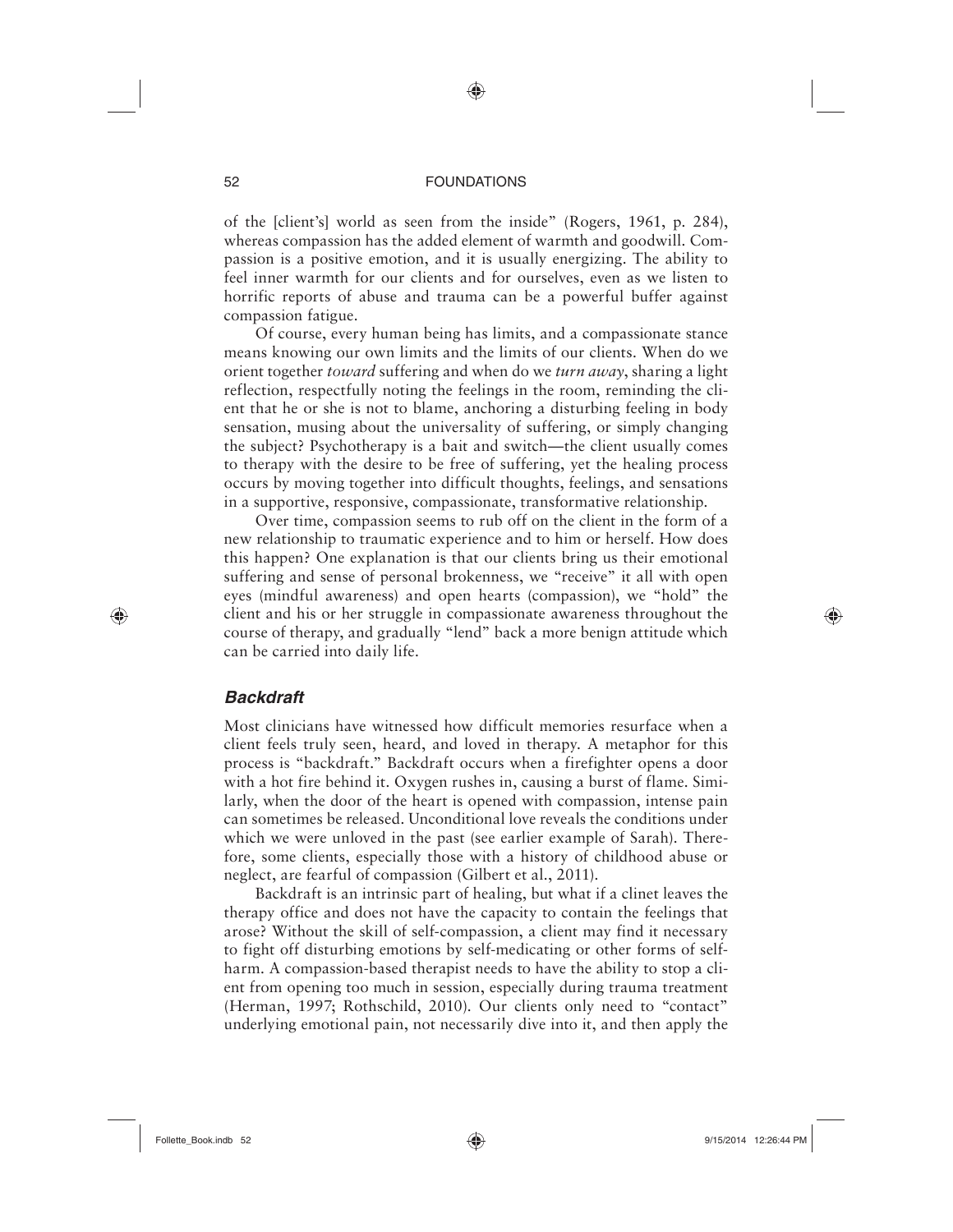of the [client's] world as seen from the inside" (Rogers, 1961, p. 284), whereas compassion has the added element of warmth and goodwill. Compassion is a positive emotion, and it is usually energizing. The ability to feel inner warmth for our clients and for ourselves, even as we listen to horrific reports of abuse and trauma can be a powerful buffer against compassion fatigue.

Of course, every human being has limits, and a compassionate stance means knowing our own limits and the limits of our clients. When do we orient together *toward* suffering and when do we *turn away*, sharing a light reflection, respectfully noting the feelings in the room, reminding the client that he or she is not to blame, anchoring a disturbing feeling in body sensation, musing about the universality of suffering, or simply changing the subject? Psychotherapy is a bait and switch—the client usually comes to therapy with the desire to be free of suffering, yet the healing process occurs by moving together into difficult thoughts, feelings, and sensations in a supportive, responsive, compassionate, transformative relationship.

Over time, compassion seems to rub off on the client in the form of a new relationship to traumatic experience and to him or herself. How does this happen? One explanation is that our clients bring us their emotional suffering and sense of personal brokenness, we "receive" it all with open eyes (mindful awareness) and open hearts (compassion), we "hold" the client and his or her struggle in compassionate awareness throughout the course of therapy, and gradually "lend" back a more benign attitude which can be carried into daily life.

### *Backdraft*

Most clinicians have witnessed how difficult memories resurface when a client feels truly seen, heard, and loved in therapy. A metaphor for this process is "backdraft." Backdraft occurs when a firefighter opens a door with a hot fire behind it. Oxygen rushes in, causing a burst of flame. Similarly, when the door of the heart is opened with compassion, intense pain can sometimes be released. Unconditional love reveals the conditions under which we were unloved in the past (see earlier example of Sarah). Therefore, some clients, especially those with a history of childhood abuse or neglect, are fearful of compassion (Gilbert et al., 2011).

Backdraft is an intrinsic part of healing, but what if a clinet leaves the therapy office and does not have the capacity to contain the feelings that arose? Without the skill of self-compassion, a client may find it necessary to fight off disturbing emotions by self-medicating or other forms of self-harm. A compassion-based therapist needs to have the ability to stop a client from opening too much in session, especially during trauma treatment (Herman, 1997; Rothschild, 2010). Our clients only need to "contact" underlying emotional pain, not necessarily dive into it, and then apply the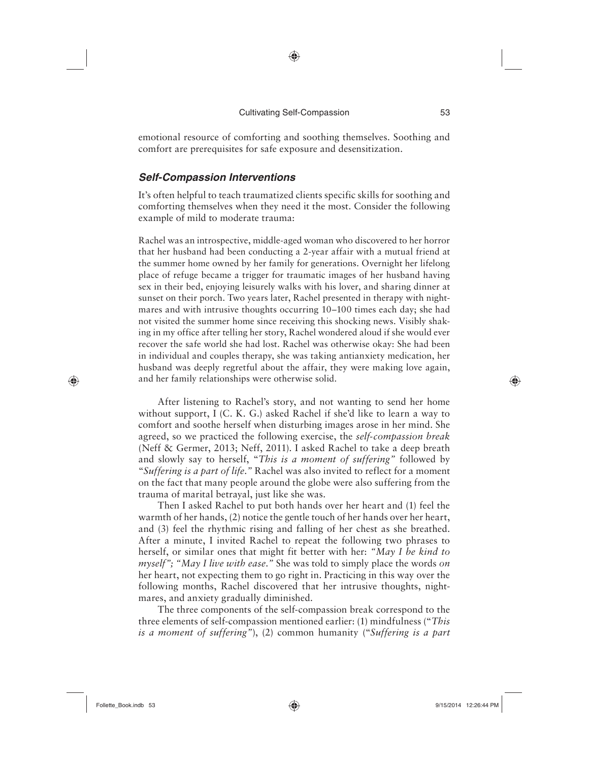emotional resource of comforting and soothing themselves. Soothing and comfort are prerequisites for safe exposure and desensitization.

### *Self-Compassion Interventions*

It's often helpful to teach traumatized clients specific skills for soothing and comforting themselves when they need it the most. Consider the following example of mild to moderate trauma:

> Rachel was an introspective, middle-aged woman who discovered to her horror that her husband had been conducting a 2-year affair with a mutual friend at the summer home owned by her family for generations. Overnight her lifelong place of refuge became a trigger for traumatic images of her husband having sex in their bed, enjoying leisurely walks with his lover, and sharing dinner at sunset on their porch. Two years later, Rachel presented in therapy with nightmares and with intrusive thoughts occurring 10–100 times each day; she had not visited the summer home since receiving this shocking news. Visibly shaking in my office after telling her story, Rachel wondered aloud if she would ever recover the safe world she had lost. Rachel was otherwise okay: She had been in individual and couples therapy, she was taking antianxiety medication, her husband was deeply regretful about the affair, they were making love again, and her family relationships were otherwise solid.

After listening to Rachel's story, and not wanting to send her home without support, I (C. K. G.) asked Rachel if she'd like to learn a way to comfort and soothe herself when disturbing images arose in her mind. She agreed, so we practiced the following exercise, the *self-compassion break* (Neff & Germer, 2013; Neff, 2011). I asked Rachel to take a deep breath and slowly say to herself, "*This is a moment of suffering*" followed by "*Suffering is a part of life.*" Rachel was also invited to reflect for a moment on the fact that many people around the globe were also suffering from the trauma of marital betrayal, just like she was.

Then I asked Rachel to put both hands over her heart and (1) feel the warmth of her hands, (2) notice the gentle touch of her hands over her heart, and (3) feel the rhythmic rising and falling of her chest as she breathed. After a minute, I invited Rachel to repeat the following two phrases to herself, or similar ones that might fit better with her: *"May I be kind to myself"; "May I live with ease."* She was told to simply place the words *on* her heart, not expecting them to go right in. Practicing in this way over the following months, Rachel discovered that her intrusive thoughts, nightmares, and anxiety gradually diminished.

The three components of the self-compassion break correspond to the three elements of self-compassion mentioned earlier: (1) mindfulness ("*This is a moment of suffering*"), (2) common humanity ("*Suffering is a part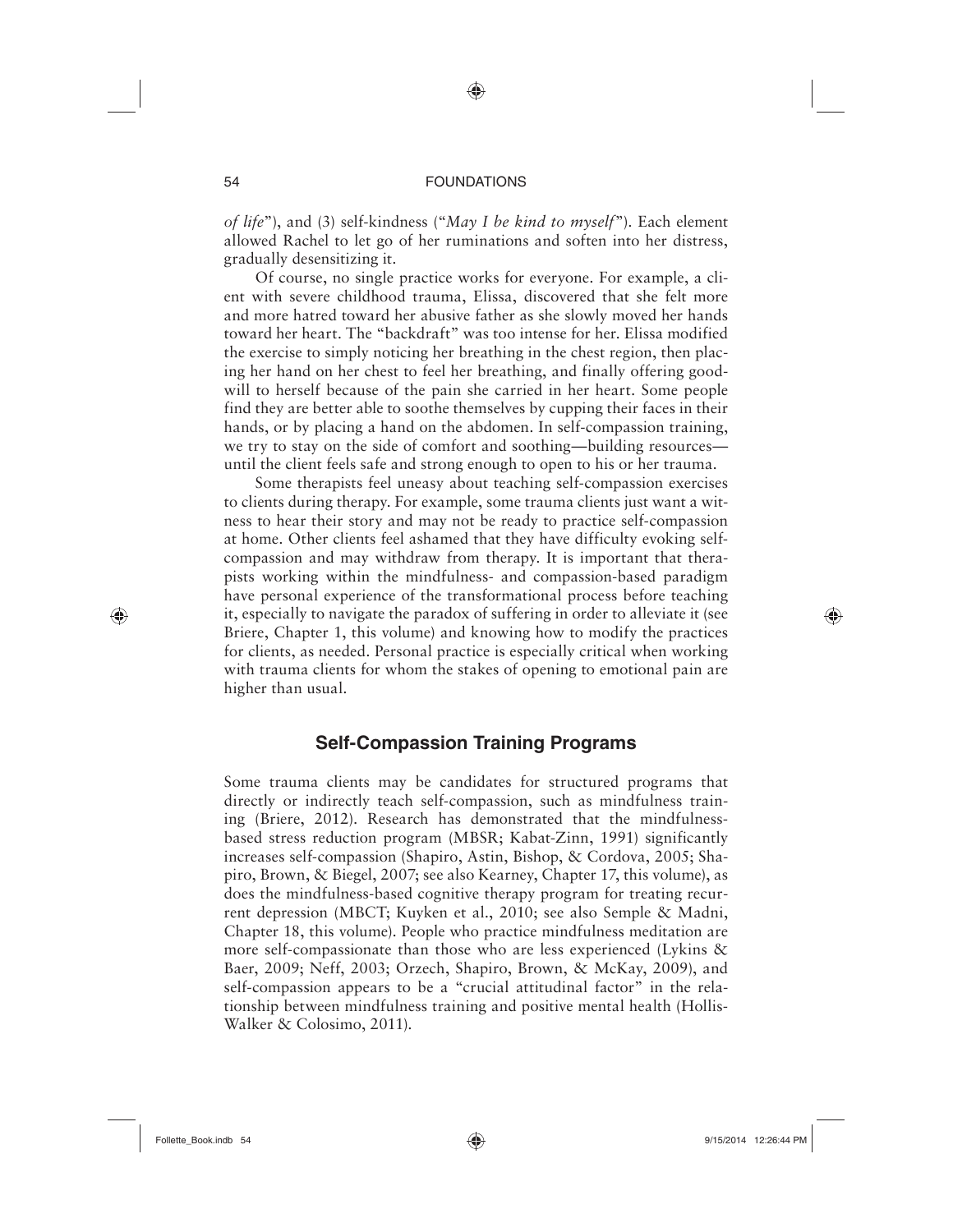*of life*"), and (3) self-kindness ("*May I be kind to myself*"). Each element allowed Rachel to let go of her ruminations and soften into her distress, gradually desensitizing it.

Of course, no single practice works for everyone. For example, a client with severe childhood trauma, Elissa, discovered that she felt more and more hatred toward her abusive father as she slowly moved her hands toward her heart. The "backdraft" was too intense for her. Elissa modified the exercise to simply noticing her breathing in the chest region, then placing her hand on her chest to feel her breathing, and finally offering goodwill to herself because of the pain she carried in her heart. Some people find they are better able to soothe themselves by cupping their faces in their hands, or by placing a hand on the abdomen. In self-compassion training, we try to stay on the side of comfort and soothing—building resources—until the client feels safe and strong enough to open to his or her trauma.

Some therapists feel uneasy about teaching self-compassion exercises to clients during therapy. For example, some trauma clients just want a witness to hear their story and may not be ready to practice self-compassion at home. Other clients feel ashamed that they have difficulty evoking self-compassion and may withdraw from therapy. It is important that therapists working within the mindfulness- and compassion-based paradigm have personal experience of the transformational process before teaching it, especially to navigate the paradox of suffering in order to alleviate it (see Briere, Chapter 1, this volume) and knowing how to modify the practices for clients, as needed. Personal practice is especially critical when working with trauma clients for whom the stakes of opening to emotional pain are higher than usual.

## Self-Compassion Training Programs

Some trauma clients may be candidates for structured programs that directly or indirectly teach self-compassion, such as mindfulness training (Briere, 2012). Research has demonstrated that the mindfulness-based stress reduction program (MBSR; Kabat-Zinn, 1991) significantly increases self-compassion (Shapiro, Astin, Bishop, & Cordova, 2005; Shapiro, Brown, & Biegel, 2007; see also Kearney, Chapter 17, this volume), as does the mindfulness-based cognitive therapy program for treating recurrent depression (MBCT; Kuyken et al., 2010; see also Semple & Madni, Chapter 18, this volume). People who practice mindfulness meditation are more self-compassionate than those who are less experienced (Lykins & Baer, 2009; Neff, 2003; Orzech, Shapiro, Brown, & McKay, 2009), and self-compassion appears to be a "crucial attitudinal factor" in the relationship between mindfulness training and positive mental health (Hollis-Walker & Colosimo, 2011).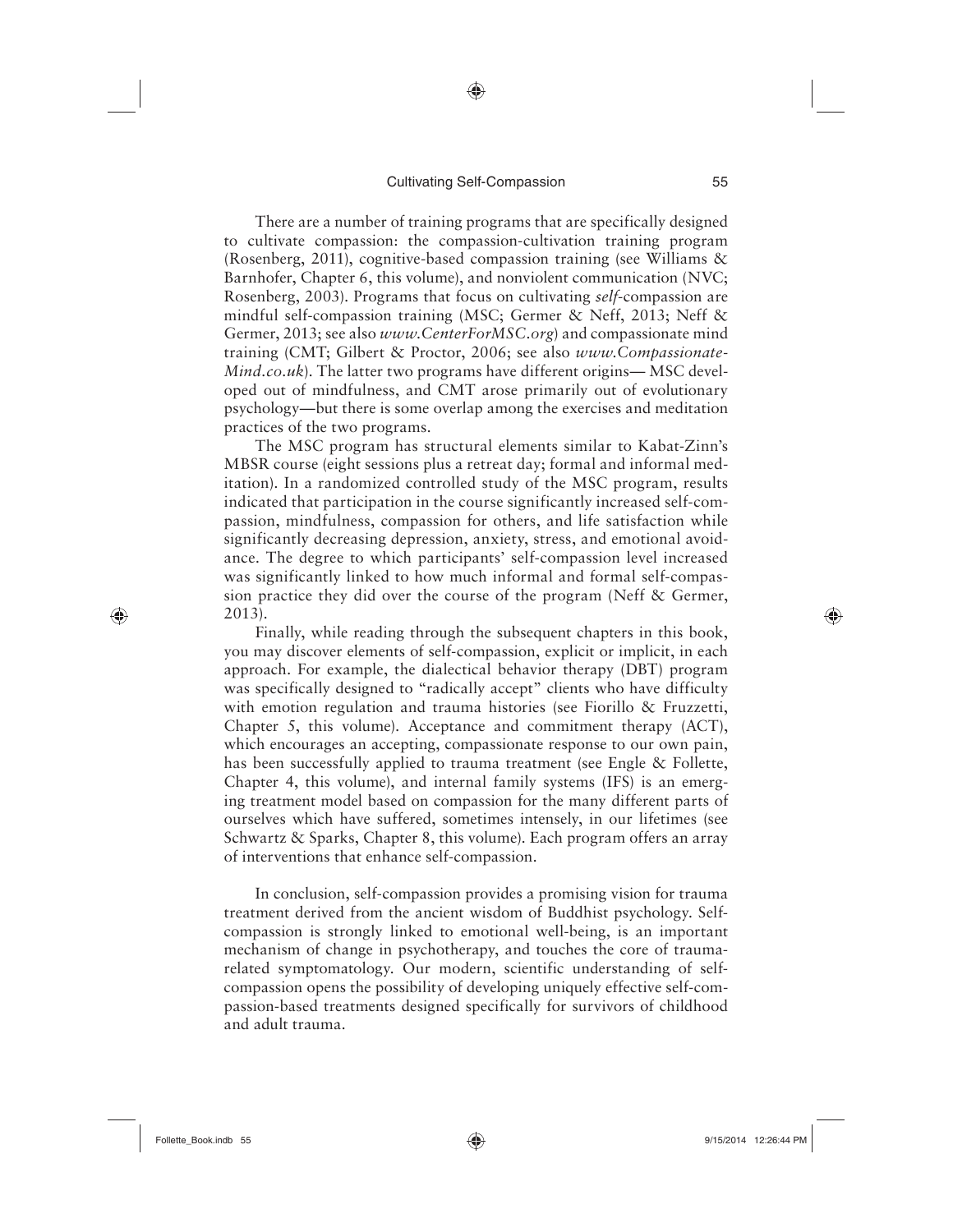There are a number of training programs that are specifically designed to cultivate compassion: the compassion-cultivation training program (Rosenberg, 2011), cognitive-based compassion training (see Williams & Barnhofer, Chapter 6, this volume), and nonviolent communication (NVC; Rosenberg, 2003). Programs that focus on cultivating *self*-compassion are mindful self-compassion training (MSC; Germer & Neff, 2013; Neff & Germer, 2013; see also *www.CenterForMSC.org*) and compassionate mind training (CMT; Gilbert & Proctor, 2006; see also *www.Compassionate-Mind.co.uk*). The latter two programs have different origins— MSC developed out of mindfulness, and CMT arose primarily out of evolutionary psychology—but there is some overlap among the exercises and meditation practices of the two programs.

The MSC program has structural elements similar to Kabat-Zinn's MBSR course (eight sessions plus a retreat day; formal and informal meditation). In a randomized controlled study of the MSC program, results indicated that participation in the course significantly increased self-compassion, mindfulness, compassion for others, and life satisfaction while significantly decreasing depression, anxiety, stress, and emotional avoidance. The degree to which participants' self-compassion level increased was significantly linked to how much informal and formal self-compassion practice they did over the course of the program (Neff & Germer, 2013).

Finally, while reading through the subsequent chapters in this book, you may discover elements of self-compassion, explicit or implicit, in each approach. For example, the dialectical behavior therapy (DBT) program was specifically designed to "radically accept" clients who have difficulty with emotion regulation and trauma histories (see Fiorillo & Fruzzetti, Chapter 5, this volume). Acceptance and commitment therapy (ACT), which encourages an accepting, compassionate response to our own pain, has been successfully applied to trauma treatment (see Engle & Follette, Chapter 4, this volume), and internal family systems (IFS) is an emerging treatment model based on compassion for the many different parts of ourselves which have suffered, sometimes intensely, in our lifetimes (see Schwartz & Sparks, Chapter 8, this volume). Each program offers an array of interventions that enhance self-compassion.

In conclusion, self-compassion provides a promising vision for trauma treatment derived from the ancient wisdom of Buddhist psychology. Self-compassion is strongly linked to emotional well-being, is an important mechanism of change in psychotherapy, and touches the core of trauma-related symptomatology. Our modern, scientific understanding of self-compassion opens the possibility of developing uniquely effective self-compassion-based treatments designed specifically for survivors of childhood and adult trauma.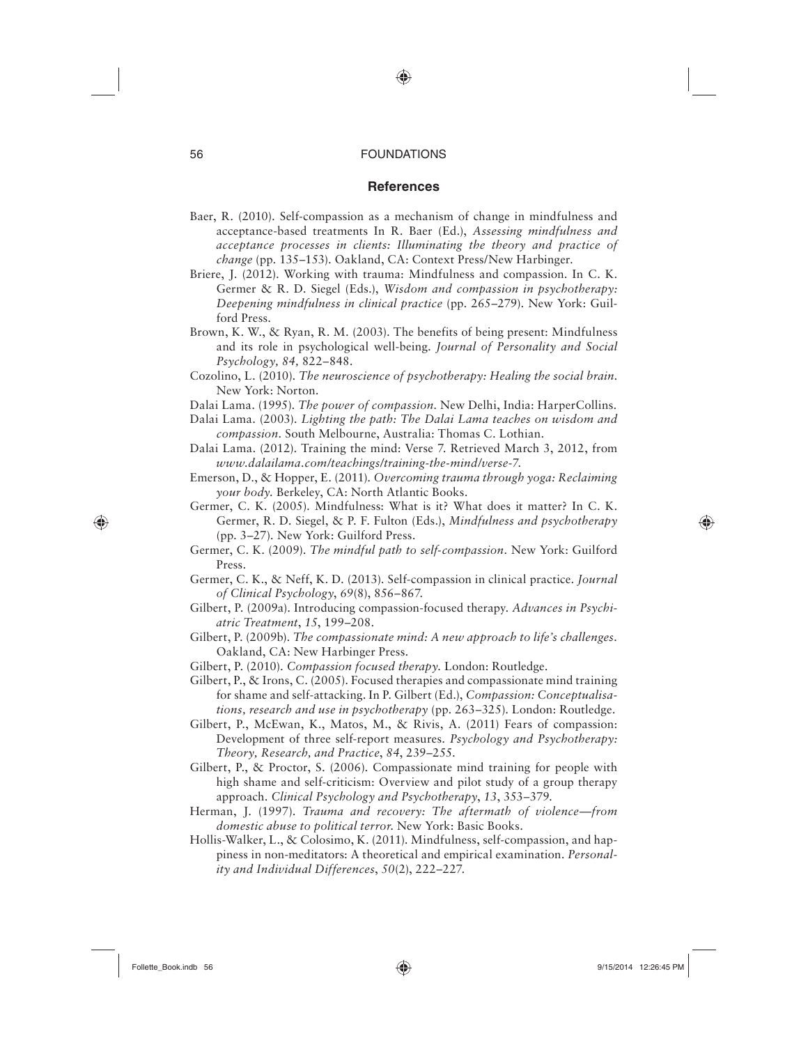## References

Baer, R. (2010). Self-compassion as a mechanism of change in mindfulness and acceptance-based treatments In R. Baer (Ed.), *Assessing mindfulness and acceptance processes in clients: Illuminating the theory and practice of change* (pp. 135–153). Oakland, CA: Context Press/New Harbinger.

Briere, J. (2012). Working with trauma: Mindfulness and compassion. In C. K. Germer & R. D. Siegel (Eds.), *Wisdom and compassion in psychotherapy: Deepening mindfulness in clinical practice* (pp. 265–279). New York: Guilford Press.

Brown, K. W., & Ryan, R. M. (2003). The benefits of being present: Mindfulness and its role in psychological well-being. *Journal of Personality and Social Psychology, 84,* 822–848.

Cozolino, L. (2010). *The neuroscience of psychotherapy: Healing the social brain.* New York: Norton.

Dalai Lama. (1995). *The power of compassion.* New Delhi, India: HarperCollins.

Dalai Lama. (2003). *Lighting the path: The Dalai Lama teaches on wisdom and compassion.* South Melbourne, Australia: Thomas C. Lothian.

Dalai Lama. (2012). Training the mind: Verse 7. Retrieved March 3, 2012, from *www.dalailama.com/teachings/training-the-mind/verse-7.*

Emerson, D., & Hopper, E. (2011). *Overcoming trauma through yoga: Reclaiming your body.* Berkeley, CA: North Atlantic Books.

Germer, C. K. (2005). Mindfulness: What is it? What does it matter? In C. K. Germer, R. D. Siegel, & P. F. Fulton (Eds.), *Mindfulness and psychotherapy* (pp. 3–27). New York: Guilford Press.

Germer, C. K. (2009). *The mindful path to self-compassion.* New York: Guilford Press.

Germer, C. K., & Neff, K. D. (2013). Self-compassion in clinical practice. *Journal of Clinical Psychology, 69*(8), 856–867.

Gilbert, P. (2009a). Introducing compassion-focused therapy. *Advances in Psychiatric Treatment, 15,* 199–208.

Gilbert, P. (2009b). *The compassionate mind: A new approach to life's challenges.* Oakland, CA: New Harbinger Press.

Gilbert, P. (2010). *Compassion focused therapy.* London: Routledge.

Gilbert, P., & Irons, C. (2005). Focused therapies and compassionate mind training for shame and self-attacking. In P. Gilbert (Ed.), *Compassion: Conceptualisations, research and use in psychotherapy* (pp. 263–325). London: Routledge.

Gilbert, P., McEwan, K., Matos, M., & Rivis, A. (2011) Fears of compassion: Development of three self-report measures. *Psychology and Psychotherapy: Theory, Research, and Practice, 84,* 239–255.

Gilbert, P., & Proctor, S. (2006). Compassionate mind training for people with high shame and self-criticism: Overview and pilot study of a group therapy approach. *Clinical Psychology and Psychotherapy, 13,* 353–379.

Herman, J. (1997). *Trauma and recovery: The aftermath of violence—from domestic abuse to political terror.* New York: Basic Books.

Hollis-Walker, L., & Colosimo, K. (2011). Mindfulness, self-compassion, and happiness in non-meditators: A theoretical and empirical examination. *Personality and Individual Differences, 50*(2), 222–227.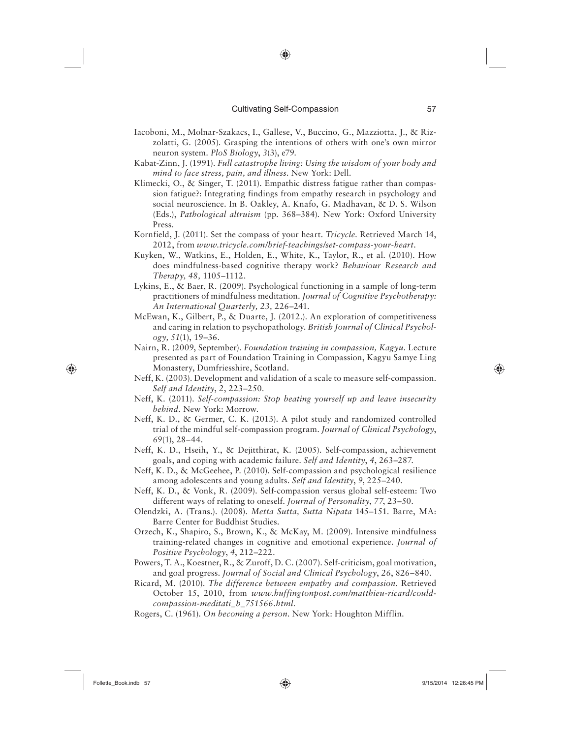Iacoboni, M., Molnar-Szakacs, I., Gallese, V., Buccino, G., Mazziotta, J., & Rizzolatti, G. (2005). Grasping the intentions of others with one's own mirror neuron system. *PloS Biology*, *3*(3), e79.

Kabat-Zinn, J. (1991). *Full catastrophe living: Using the wisdom of your body and mind to face stress, pain, and illness*. New York: Dell.

Klimecki, O., & Singer, T. (2011). Empathic distress fatigue rather than compassion fatigue?: Integrating findings from empathy research in psychology and social neuroscience. In B. Oakley, A. Knafo, G. Madhavan, & D. S. Wilson (Eds.), *Pathological altruism* (pp. 368–384). New York: Oxford University Press.

Kornfield, J. (2011). Set the compass of your heart. *Tricycle*. Retrieved March 14, 2012, from *www.tricycle.com/brief-teachings/set-compass-your-heart*.

Kuyken, W., Watkins, E., Holden, E., White, K., Taylor, R., et al. (2010). How does mindfulness-based cognitive therapy work? *Behaviour Research and Therapy, 48,* 1105–1112.

Lykins, E., & Baer, R. (2009). Psychological functioning in a sample of long-term practitioners of mindfulness meditation. *Journal of Cognitive Psychotherapy: An International Quarterly, 23,* 226–241.

McEwan, K., Gilbert, P., & Duarte, J. (2012.). An exploration of competitiveness and caring in relation to psychopathology. *British Journal of Clinical Psychology, 51*(1), 19–36.

Nairn, R. (2009, September). *Foundation training in compassion, Kagyu*. Lecture presented as part of Foundation Training in Compassion, Kagyu Samye Ling Monastery, Dumfriesshire, Scotland.

Neff, K. (2003). Development and validation of a scale to measure self-compassion. *Self and Identity*, *2*, 223–250.

Neff, K. (2011). *Self-compassion: Stop beating yourself up and leave insecurity behind*. New York: Morrow.

Neff, K. D., & Germer, C. K. (2013). A pilot study and randomized controlled trial of the mindful self-compassion program. *Journal of Clinical Psychology*, *69*(1), 28–44.

Neff, K. D., Hseih, Y., & Dejitthirat, K. (2005). Self-compassion, achievement goals, and coping with academic failure. *Self and Identity*, *4*, 263–287.

Neff, K. D., & McGeehee, P. (2010). Self-compassion and psychological resilience among adolescents and young adults. *Self and Identity*, *9*, 225–240.

Neff, K. D., & Vonk, R. (2009). Self-compassion versus global self-esteem: Two different ways of relating to oneself. *Journal of Personality*, *77*, 23–50.

Olendzki, A. (Trans.). (2008). *Metta Sutta, Sutta Nipata* 145–151. Barre, MA: Barre Center for Buddhist Studies.

Orzech, K., Shapiro, S., Brown, K., & McKay, M. (2009). Intensive mindfulness training-related changes in cognitive and emotional experience. *Journal of Positive Psychology*, *4*, 212–222.

Powers, T. A., Koestner, R., & Zuroff, D. C. (2007). Self-criticism, goal motivation, and goal progress. *Journal of Social and Clinical Psychology*, *26*, 826–840.

Ricard, M. (2010). *The difference between empathy and compassion*. Retrieved October 15, 2010, from *www.huffingtonpost.com/matthieu-ricard/could-compassion-meditati_b_751566.html*.

Rogers, C. (1961). *On becoming a person*. New York: Houghton Mifflin.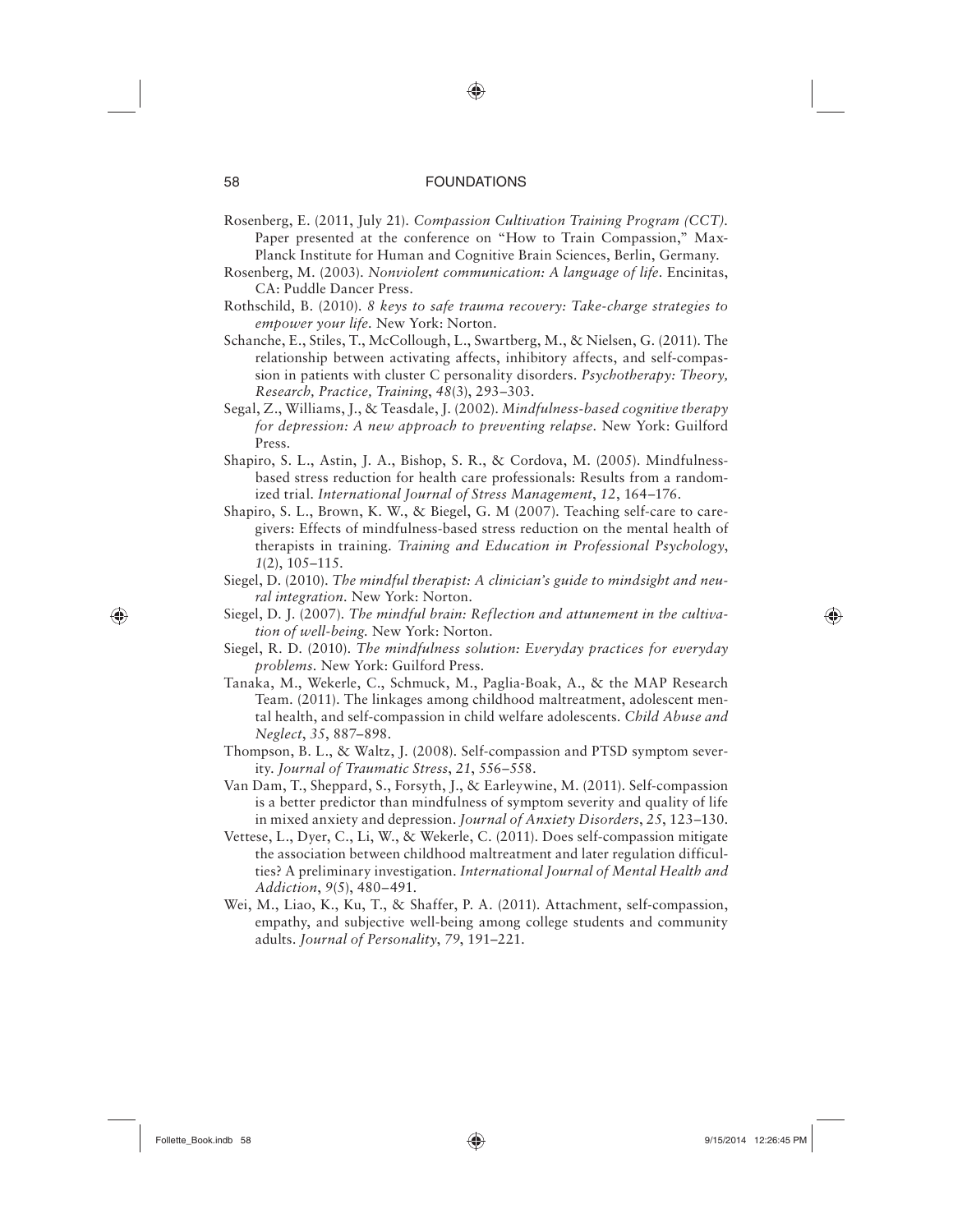Rosenberg, E. (2011, July 21). *Compassion Cultivation Training Program (CCT)*. Paper presented at the conference on "How to Train Compassion," Max-Planck Institute for Human and Cognitive Brain Sciences, Berlin, Germany.

Rosenberg, M. (2003). *Nonviolent communication: A language of life*. Encinitas, CA: Puddle Dancer Press.

Rothschild, B. (2010). *8 keys to safe trauma recovery: Take-charge strategies to empower your life*. New York: Norton.

Schanche, E., Stiles, T., McCollough, L., Swartberg, M., & Nielsen, G. (2011). The relationship between activating affects, inhibitory affects, and self-compassion in patients with cluster C personality disorders. *Psychotherapy: Theory, Research, Practice, Training*, *48*(3), 293–303.

Segal, Z., Williams, J., & Teasdale, J. (2002). *Mindfulness-based cognitive therapy for depression: A new approach to preventing relapse*. New York: Guilford Press.

Shapiro, S. L., Astin, J. A., Bishop, S. R., & Cordova, M. (2005). Mindfulness-based stress reduction for health care professionals: Results from a randomized trial. *International Journal of Stress Management*, *12*, 164–176.

Shapiro, S. L., Brown, K. W., & Biegel, G. M (2007). Teaching self-care to caregivers: Effects of mindfulness-based stress reduction on the mental health of therapists in training. *Training and Education in Professional Psychology*, *1*(2), 105–115.

Siegel, D. (2010). *The mindful therapist: A clinician's guide to mindsight and neural integration*. New York: Norton.

Siegel, D. J. (2007). *The mindful brain: Reflection and attunement in the cultivation of well-being*. New York: Norton.

Siegel, R. D. (2010). *The mindfulness solution: Everyday practices for everyday problems*. New York: Guilford Press.

Tanaka, M., Wekerle, C., Schmuck, M., Paglia-Boak, A., & the MAP Research Team. (2011). The linkages among childhood maltreatment, adolescent mental health, and self-compassion in child welfare adolescents. *Child Abuse and Neglect*, *35*, 887–898.

Thompson, B. L., & Waltz, J. (2008). Self-compassion and PTSD symptom severity. *Journal of Traumatic Stress*, *21*, 556–558.

Van Dam, T., Sheppard, S., Forsyth, J., & Earleywine, M. (2011). Self-compassion is a better predictor than mindfulness of symptom severity and quality of life in mixed anxiety and depression. *Journal of Anxiety Disorders*, *25*, 123–130.

Vettese, L., Dyer, C., Li, W., & Wekerle, C. (2011). Does self-compassion mitigate the association between childhood maltreatment and later regulation difficulties? A preliminary investigation. *International Journal of Mental Health and Addiction*, *9*(5), 480–491.

Wei, M., Liao, K., Ku, T., & Shaffer, P. A. (2011). Attachment, self-compassion, empathy, and subjective well-being among college students and community adults. *Journal of Personality*, *79*, 191–221.